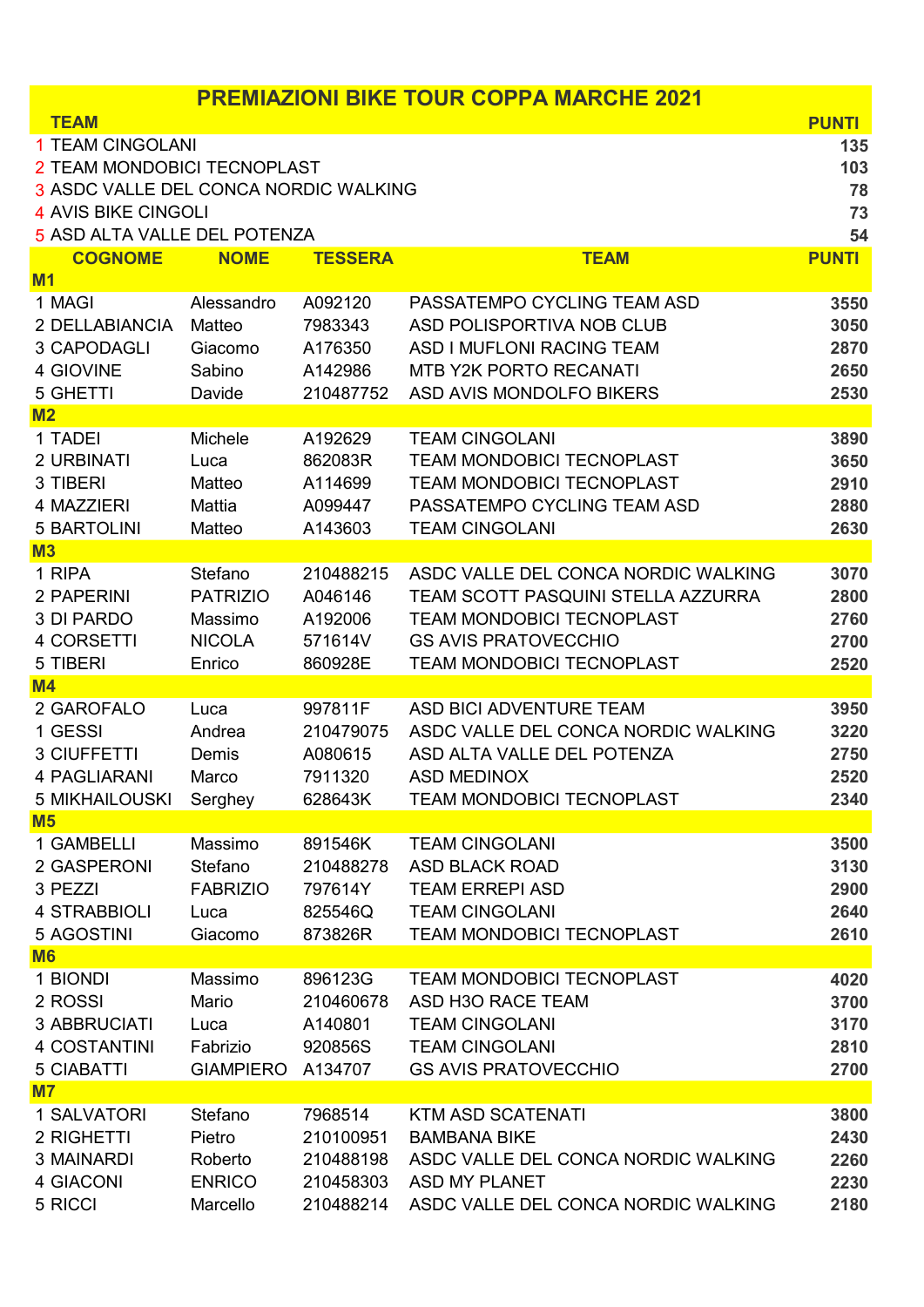# PREMIAZIONI BIKE TOUR COPPA MARCHE 2021

| | TEAM | PUNTI |
|---|---|---|
| 1 | TEAM CINGOLANI | 135 |
| 2 | TEAM MONDOBICI TECNOPLAST | 103 |
| 3 | ASDC VALLE DEL CONCA NORDIC WALKING | 78 |
| 4 | AVIS BIKE CINGOLI | 73 |
| 5 | ASD ALTA VALLE DEL POTENZA | 54 |

| COGNOME | NOME | TESSERA | TEAM | PUNTI |
|---|---|---|---|---|
| **M1** | | | | |
| 1 MAGI | Alessandro | A092120 | PASSATEMPO CYCLING TEAM ASD | 3550 |
| 2 DELLABIANCIA | Matteo | 7983343 | ASD POLISPORTIVA NOB CLUB | 3050 |
| 3 CAPODAGLI | Giacomo | A176350 | ASD I MUFLONI RACING TEAM | 2870 |
| 4 GIOVINE | Sabino | A142986 | MTB Y2K PORTO RECANATI | 2650 |
| 5 GHETTI | Davide | 210487752 | ASD AVIS MONDOLFO BIKERS | 2530 |
| **M2** | | | | |
| 1 TADEI | Michele | A192629 | TEAM CINGOLANI | 3890 |
| 2 URBINATI | Luca | 862083R | TEAM MONDOBICI TECNOPLAST | 3650 |
| 3 TIBERI | Matteo | A114699 | TEAM MONDOBICI TECNOPLAST | 2910 |
| 4 MAZZIERI | Mattia | A099447 | PASSATEMPO CYCLING TEAM ASD | 2880 |
| 5 BARTOLINI | Matteo | A143603 | TEAM CINGOLANI | 2630 |
| **M3** | | | | |
| 1 RIPA | Stefano | 210488215 | ASDC VALLE DEL CONCA NORDIC WALKING | 3070 |
| 2 PAPERINI | PATRIZIO | A046146 | TEAM SCOTT PASQUINI STELLA AZZURRA | 2800 |
| 3 DI PARDO | Massimo | A192006 | TEAM MONDOBICI TECNOPLAST | 2760 |
| 4 CORSETTI | NICOLA | 571614V | GS AVIS PRATOVECCHIO | 2700 |
| 5 TIBERI | Enrico | 860928E | TEAM MONDOBICI TECNOPLAST | 2520 |
| **M4** | | | | |
| 2 GAROFALO | Luca | 997811F | ASD BICI ADVENTURE TEAM | 3950 |
| 1 GESSI | Andrea | 210479075 | ASDC VALLE DEL CONCA NORDIC WALKING | 3220 |
| 3 CIUFFETTI | Demis | A080615 | ASD ALTA VALLE DEL POTENZA | 2750 |
| 4 PAGLIARANI | Marco | 7911320 | ASD MEDINOX | 2520 |
| 5 MIKHAILOUSKI | Serghey | 628643K | TEAM MONDOBICI TECNOPLAST | 2340 |
| **M5** | | | | |
| 1 GAMBELLI | Massimo | 891546K | TEAM CINGOLANI | 3500 |
| 2 GASPERONI | Stefano | 210488278 | ASD BLACK ROAD | 3130 |
| 3 PEZZI | FABRIZIO | 797614Y | TEAM ERREPI ASD | 2900 |
| 4 STRABBIOLI | Luca | 825546Q | TEAM CINGOLANI | 2640 |
| 5 AGOSTINI | Giacomo | 873826R | TEAM MONDOBICI TECNOPLAST | 2610 |
| **M6** | | | | |
| 1 BIONDI | Massimo | 896123G | TEAM MONDOBICI TECNOPLAST | 4020 |
| 2 ROSSI | Mario | 210460678 | ASD H3O RACE TEAM | 3700 |
| 3 ABBRUCIATI | Luca | A140801 | TEAM CINGOLANI | 3170 |
| 4 COSTANTINI | Fabrizio | 920856S | TEAM CINGOLANI | 2810 |
| 5 CIABATTI | GIAMPIERO | A134707 | GS AVIS PRATOVECCHIO | 2700 |
| **M7** | | | | |
| 1 SALVATORI | Stefano | 7968514 | KTM ASD SCATENATI | 3800 |
| 2 RIGHETTI | Pietro | 210100951 | BAMBANA BIKE | 2430 |
| 3 MAINARDI | Roberto | 210488198 | ASDC VALLE DEL CONCA NORDIC WALKING | 2260 |
| 4 GIACONI | ENRICO | 210458303 | ASD MY PLANET | 2230 |
| 5 RICCI | Marcello | 210488214 | ASDC VALLE DEL CONCA NORDIC WALKING | 2180 |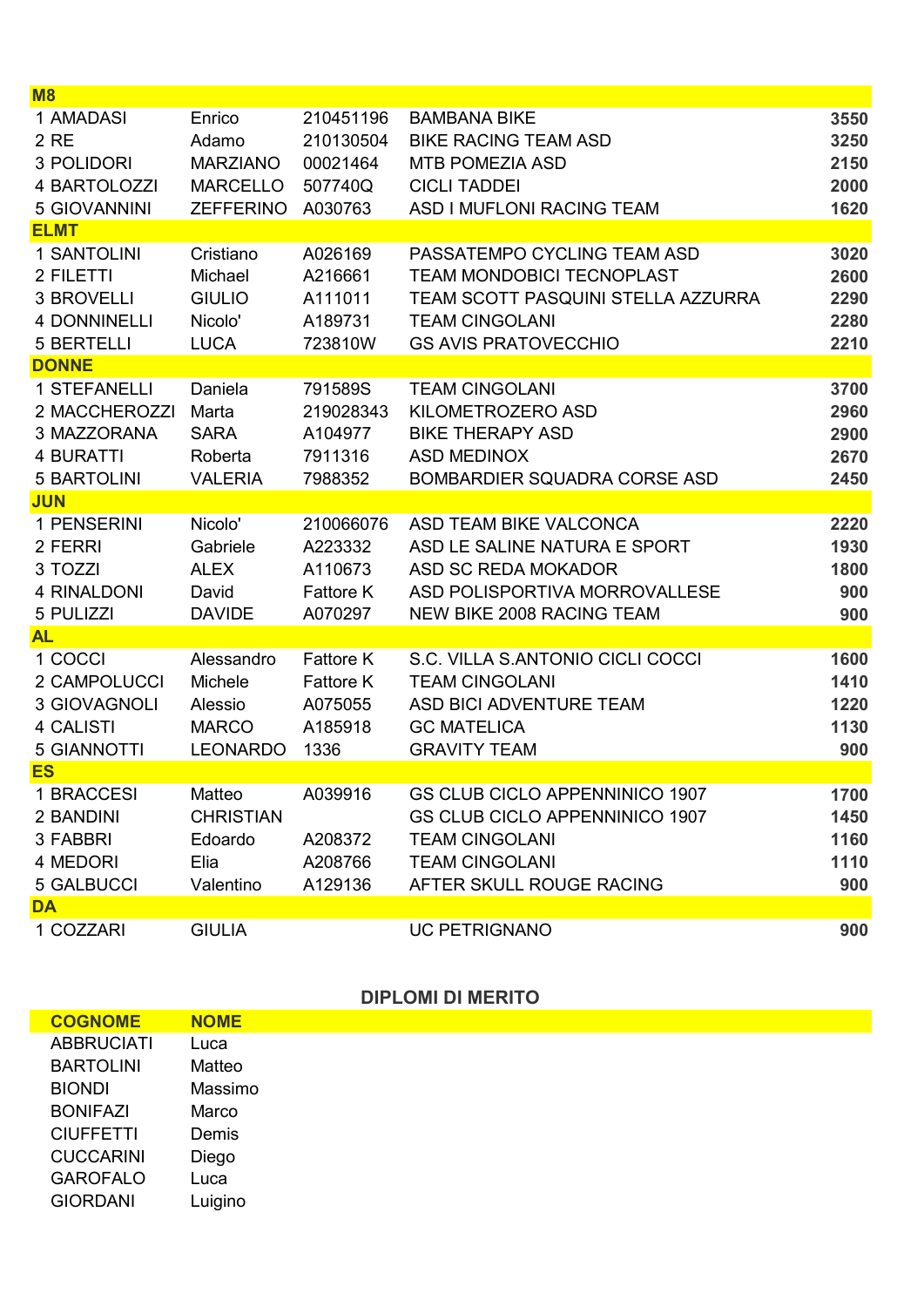| | | | | |
|---|---|---|---|---|
| **M8** | | | | |
| 1 AMADASI | Enrico | 210451196 | BAMBANA BIKE | **3550** |
| 2 RE | Adamo | 210130504 | BIKE RACING TEAM ASD | **3250** |
| 3 POLIDORI | MARZIANO | 00021464 | MTB POMEZIA ASD | **2150** |
| 4 BARTOLOZZI | MARCELLO | 507740Q | CICLI TADDEI | **2000** |
| 5 GIOVANNINI | ZEFFERINO | A030763 | ASD I MUFLONI RACING TEAM | **1620** |
| **ELMT** | | | | |
| 1 SANTOLINI | Cristiano | A026169 | PASSATEMPO CYCLING TEAM ASD | **3020** |
| 2 FILETTI | Michael | A216661 | TEAM MONDOBICI TECNOPLAST | **2600** |
| 3 BROVELLI | GIULIO | A111011 | TEAM SCOTT PASQUINI STELLA AZZURRA | **2290** |
| 4 DONNINELLI | Nicolo' | A189731 | TEAM CINGOLANI | **2280** |
| 5 BERTELLI | LUCA | 723810W | GS AVIS PRATOVECCHIO | **2210** |
| **DONNE** | | | | |
| 1 STEFANELLI | Daniela | 791589S | TEAM CINGOLANI | **3700** |
| 2 MACCHEROZZI | Marta | 219028343 | KILOMETROZERO ASD | **2960** |
| 3 MAZZORANA | SARA | A104977 | BIKE THERAPY ASD | **2900** |
| 4 BURATTI | Roberta | 7911316 | ASD MEDINOX | **2670** |
| 5 BARTOLINI | VALERIA | 7988352 | BOMBARDIER SQUADRA CORSE ASD | **2450** |
| **JUN** | | | | |
| 1 PENSERINI | Nicolo' | 210066076 | ASD TEAM BIKE VALCONCA | **2220** |
| 2 FERRI | Gabriele | A223332 | ASD LE SALINE NATURA E SPORT | **1930** |
| 3 TOZZI | ALEX | A110673 | ASD SC REDA MOKADOR | **1800** |
| 4 RINALDONI | David | Fattore K | ASD POLISPORTIVA MORROVALLESE | **900** |
| 5 PULIZZI | DAVIDE | A070297 | NEW BIKE 2008 RACING TEAM | **900** |
| **AL** | | | | |
| 1 COCCI | Alessandro | Fattore K | S.C. VILLA S.ANTONIO CICLI COCCI | **1600** |
| 2 CAMPOLUCCI | Michele | Fattore K | TEAM CINGOLANI | **1410** |
| 3 GIOVAGNOLI | Alessio | A075055 | ASD BICI ADVENTURE TEAM | **1220** |
| 4 CALISTI | MARCO | A185918 | GC MATELICA | **1130** |
| 5 GIANNOTTI | LEONARDO | 1336 | GRAVITY TEAM | **900** |
| **ES** | | | | |
| 1 BRACCESI | Matteo | A039916 | GS CLUB CICLO APPENNINICO 1907 | **1700** |
| 2 BANDINI | CHRISTIAN | | GS CLUB CICLO APPENNINICO 1907 | **1450** |
| 3 FABBRI | Edoardo | A208372 | TEAM CINGOLANI | **1160** |
| 4 MEDORI | Elia | A208766 | TEAM CINGOLANI | **1110** |
| 5 GALBUCCI | Valentino | A129136 | AFTER SKULL ROUGE RACING | **900** |
| **DA** | | | | |
| 1 COZZARI | GIULIA | | UC PETRIGNANO | **900** |

## DIPLOMI DI MERITO

| COGNOME | NOME |
|---|---|
| ABBRUCIATI | Luca |
| BARTOLINI | Matteo |
| BIONDI | Massimo |
| BONIFAZI | Marco |
| CIUFFETTI | Demis |
| CUCCARINI | Diego |
| GAROFALO | Luca |
| GIORDANI | Luigino |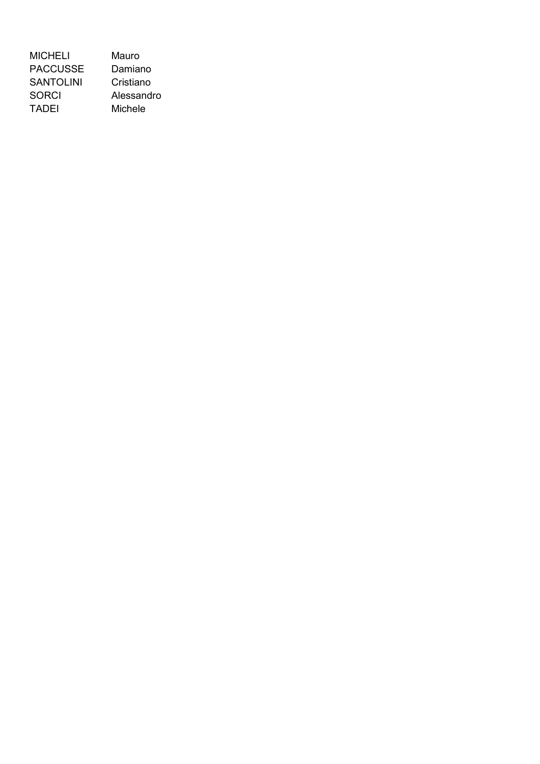| | |
|---|---|
| MICHELI | Mauro |
| PACCUSSE | Damiano |
| SANTOLINI | Cristiano |
| SORCI | Alessandro |
| TADEI | Michele |